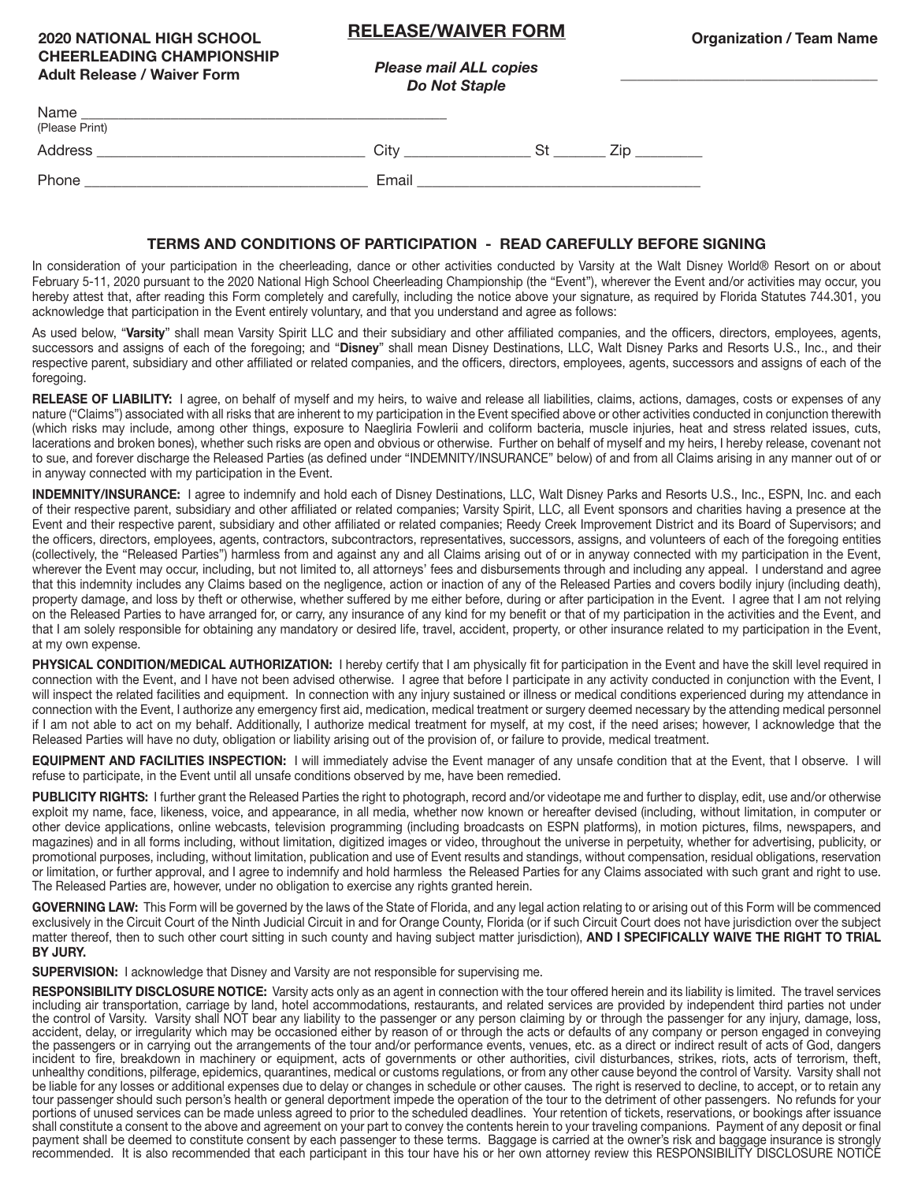**2020 NATIONAL HIGH SCHOOL CHEERLEADING CHAMPIONSHIP**
**Adult Release / Waiver Form**

## RELEASE/WAIVER FORM

***Please mail ALL copies***
***Do Not Staple***

**Organization / Team Name** ________________________________

Name ____________________________________________
(Please Print)

Address ________________________________ City _______________ St ______ Zip ________

Phone __________________________________ Email __________________________________

### TERMS AND CONDITIONS OF PARTICIPATION - READ CAREFULLY BEFORE SIGNING

In consideration of your participation in the cheerleading, dance or other activities conducted by Varsity at the Walt Disney World® Resort on or about February 5-11, 2020 pursuant to the 2020 National High School Cheerleading Championship (the "Event"), wherever the Event and/or activities may occur, you hereby attest that, after reading this Form completely and carefully, including the notice above your signature, as required by Florida Statutes 744.301, you acknowledge that participation in the Event entirely voluntary, and that you understand and agree as follows:

As used below, "**Varsity**" shall mean Varsity Spirit LLC and their subsidiary and other affiliated companies, and the officers, directors, employees, agents, successors and assigns of each of the foregoing; and "**Disney**" shall mean Disney Destinations, LLC, Walt Disney Parks and Resorts U.S., Inc., and their respective parent, subsidiary and other affiliated or related companies, and the officers, directors, employees, agents, successors and assigns of each of the foregoing.

**RELEASE OF LIABILITY:** I agree, on behalf of myself and my heirs, to waive and release all liabilities, claims, actions, damages, costs or expenses of any nature ("Claims") associated with all risks that are inherent to my participation in the Event specified above or other activities conducted in conjunction therewith (which risks may include, among other things, exposure to Naegliria Fowlerii and coliform bacteria, muscle injuries, heat and stress related issues, cuts, lacerations and broken bones), whether such risks are open and obvious or otherwise. Further on behalf of myself and my heirs, I hereby release, covenant not to sue, and forever discharge the Released Parties (as defined under "INDEMNITY/INSURANCE" below) of and from all Claims arising in any manner out of or in anyway connected with my participation in the Event.

**INDEMNITY/INSURANCE:** I agree to indemnify and hold each of Disney Destinations, LLC, Walt Disney Parks and Resorts U.S., Inc., ESPN, Inc. and each of their respective parent, subsidiary and other affiliated or related companies; Varsity Spirit, LLC, all Event sponsors and charities having a presence at the Event and their respective parent, subsidiary and other affiliated or related companies; Reedy Creek Improvement District and its Board of Supervisors; and the officers, directors, employees, agents, contractors, subcontractors, representatives, successors, assigns, and volunteers of each of the foregoing entities (collectively, the "Released Parties") harmless from and against any and all Claims arising out of or in anyway connected with my participation in the Event, wherever the Event may occur, including, but not limited to, all attorneys' fees and disbursements through and including any appeal. I understand and agree that this indemnity includes any Claims based on the negligence, action or inaction of any of the Released Parties and covers bodily injury (including death), property damage, and loss by theft or otherwise, whether suffered by me either before, during or after participation in the Event. I agree that I am not relying on the Released Parties to have arranged for, or carry, any insurance of any kind for my benefit or that of my participation in the activities and the Event, and that I am solely responsible for obtaining any mandatory or desired life, travel, accident, property, or other insurance related to my participation in the Event, at my own expense.

**PHYSICAL CONDITION/MEDICAL AUTHORIZATION:** I hereby certify that I am physically fit for participation in the Event and have the skill level required in connection with the Event, and I have not been advised otherwise. I agree that before I participate in any activity conducted in conjunction with the Event, I will inspect the related facilities and equipment. In connection with any injury sustained or illness or medical conditions experienced during my attendance in connection with the Event, I authorize any emergency first aid, medication, medical treatment or surgery deemed necessary by the attending medical personnel if I am not able to act on my behalf. Additionally, I authorize medical treatment for myself, at my cost, if the need arises; however, I acknowledge that the Released Parties will have no duty, obligation or liability arising out of the provision of, or failure to provide, medical treatment.

**EQUIPMENT AND FACILITIES INSPECTION:** I will immediately advise the Event manager of any unsafe condition that at the Event, that I observe. I will refuse to participate, in the Event until all unsafe conditions observed by me, have been remedied.

**PUBLICITY RIGHTS:** I further grant the Released Parties the right to photograph, record and/or videotape me and further to display, edit, use and/or otherwise exploit my name, face, likeness, voice, and appearance, in all media, whether now known or hereafter devised (including, without limitation, in computer or other device applications, online webcasts, television programming (including broadcasts on ESPN platforms), in motion pictures, films, newspapers, and magazines) and in all forms including, without limitation, digitized images or video, throughout the universe in perpetuity, whether for advertising, publicity, or promotional purposes, including, without limitation, publication and use of Event results and standings, without compensation, residual obligations, reservation or limitation, or further approval, and I agree to indemnify and hold harmless the Released Parties for any Claims associated with such grant and right to use. The Released Parties are, however, under no obligation to exercise any rights granted herein.

**GOVERNING LAW:** This Form will be governed by the laws of the State of Florida, and any legal action relating to or arising out of this Form will be commenced exclusively in the Circuit Court of the Ninth Judicial Circuit in and for Orange County, Florida (or if such Circuit Court does not have jurisdiction over the subject matter thereof, then to such other court sitting in such county and having subject matter jurisdiction), **AND I SPECIFICALLY WAIVE THE RIGHT TO TRIAL BY JURY.**

**SUPERVISION:** I acknowledge that Disney and Varsity are not responsible for supervising me.

**RESPONSIBILITY DISCLOSURE NOTICE:** Varsity acts only as an agent in connection with the tour offered herein and its liability is limited. The travel services including air transportation, carriage by land, hotel accommodations, restaurants, and related services are provided by independent third parties not under the control of Varsity. Varsity shall NOT bear any liability to the passenger or any person claiming by or through the passenger for any injury, damage, loss, accident, delay, or irregularity which may be occasioned either by reason of or through the acts or defaults of any company or person engaged in conveying the passengers or in carrying out the arrangements of the tour and/or performance events, venues, etc. as a direct or indirect result of acts of God, dangers incident to fire, breakdown in machinery or equipment, acts of governments or other authorities, civil disturbances, strikes, riots, acts of terrorism, theft, unhealthy conditions, pilferage, epidemics, quarantines, medical or customs regulations, or from any other cause beyond the control of Varsity. Varsity shall not be liable for any losses or additional expenses due to delay or changes in schedule or other causes. The right is reserved to decline, to accept, or to retain any tour passenger should such person's health or general deportment impede the operation of the tour to the detriment of other passengers. No refunds for your portions of unused services can be made unless agreed to prior to the scheduled deadlines. Your retention of tickets, reservations, or bookings after issuance shall constitute a consent to the above and agreement on your part to convey the contents herein to your traveling companions. Payment of any deposit or final payment shall be deemed to constitute consent by each passenger to these terms. Baggage is carried at the owner's risk and baggage insurance is strongly recommended. It is also recommended that each participant in this tour have his or her own attorney review this RESPONSIBILITY DISCLOSURE NOTICE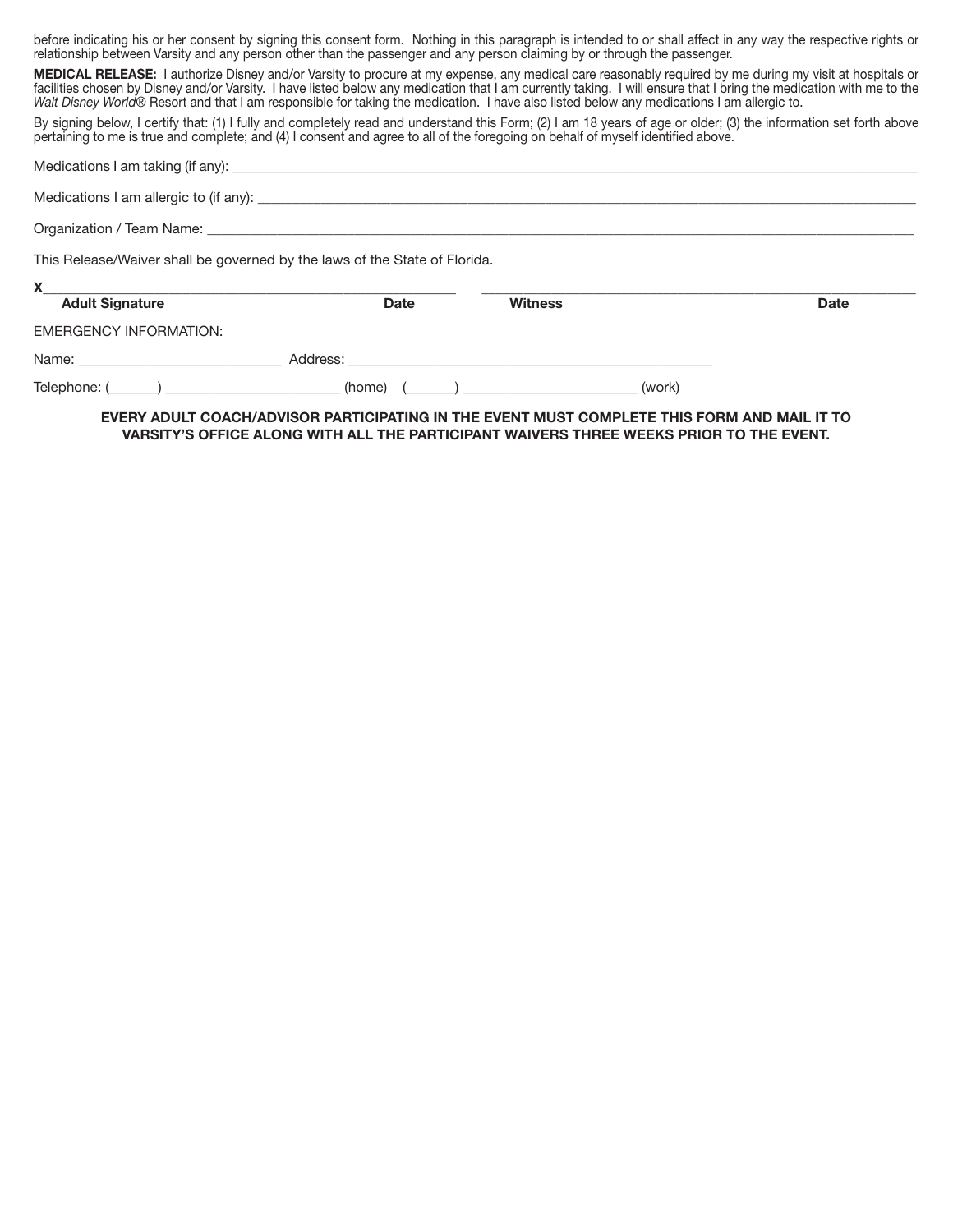before indicating his or her consent by signing this consent form. Nothing in this paragraph is intended to or shall affect in any way the respective rights or relationship between Varsity and any person other than the passenger and any person claiming by or through the passenger.

**MEDICAL RELEASE:** I authorize Disney and/or Varsity to procure at my expense, any medical care reasonably required by me during my visit at hospitals or facilities chosen by Disney and/or Varsity. I have listed below any medication that I am currently taking. I will ensure that I bring the medication with me to the *Walt Disney World®* Resort and that I am responsible for taking the medication. I have also listed below any medications I am allergic to.

By signing below, I certify that: (1) I fully and completely read and understand this Form; (2) I am 18 years of age or older; (3) the information set forth above pertaining to me is true and complete; and (4) I consent and agree to all of the foregoing on behalf of myself identified above.

Medications I am taking (if any): ____________________________________________

Medications I am allergic to (if any): ____________________________________________

Organization / Team Name: ____________________________________________

This Release/Waiver shall be governed by the laws of the State of Florida.

X____________________________________________ ____________________________________________

**Adult Signature** **Date** **Witness** **Date**

EMERGENCY INFORMATION:

Name: ___________________________ Address: ___________________________________________________

Telephone: (_______) ________________________ (home) (_______) ________________________ (work)

**EVERY ADULT COACH/ADVISOR PARTICIPATING IN THE EVENT MUST COMPLETE THIS FORM AND MAIL IT TO VARSITY'S OFFICE ALONG WITH ALL THE PARTICIPANT WAIVERS THREE WEEKS PRIOR TO THE EVENT.**